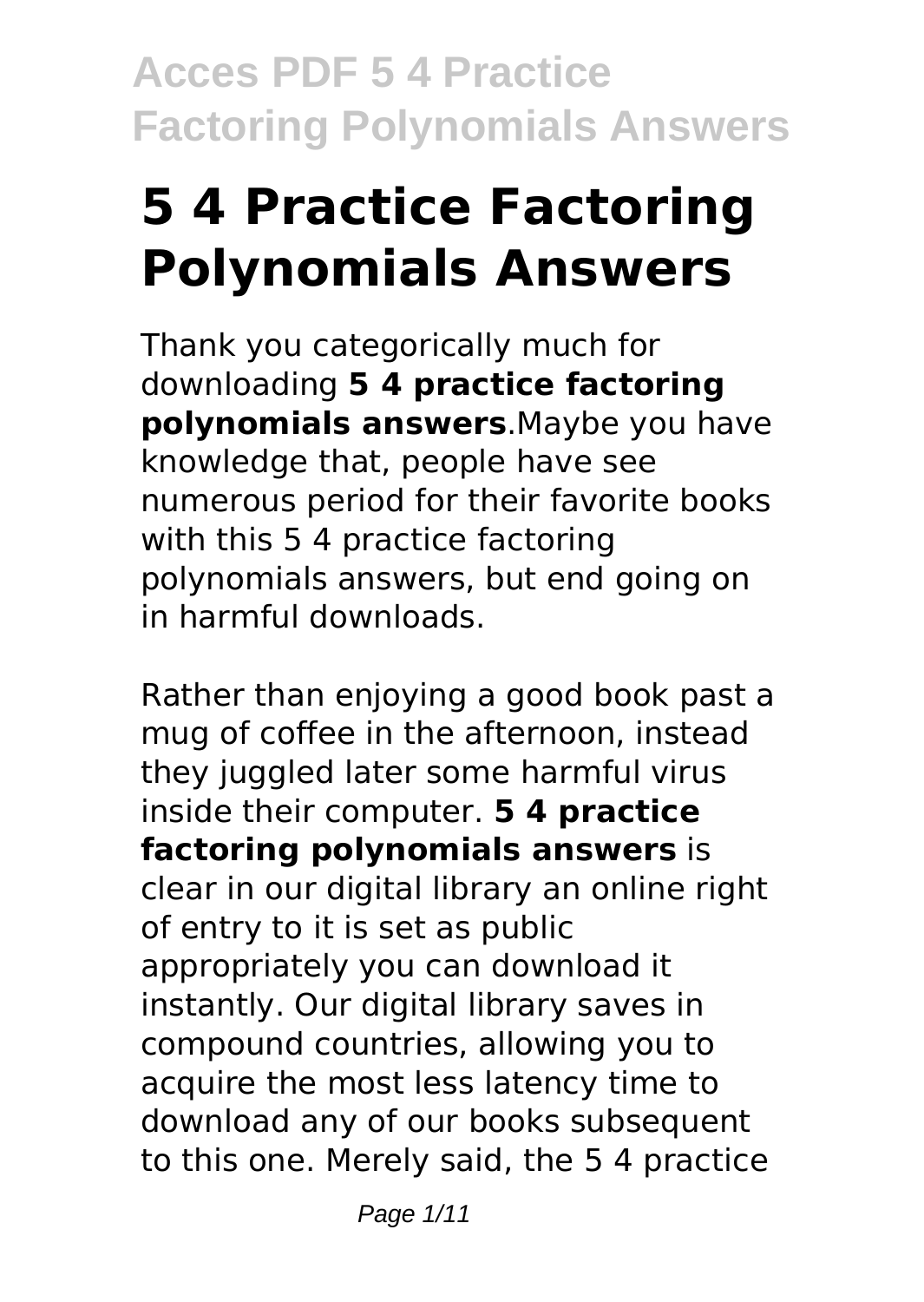# 5 4 Practice Factoring Polynomials Answers

Thank you categorically much for downloading **5 4 practice factoring polynomials answers**.Maybe you have knowledge that, people have see numerous period for their favorite books with this 5 4 practice factoring polynomials answers, but end going on in harmful downloads.

Rather than enjoying a good book past a mug of coffee in the afternoon, instead they juggled later some harmful virus inside their computer. **5 4 practice factoring polynomials answers** is clear in our digital library an online right of entry to it is set as public appropriately you can download it instantly. Our digital library saves in compound countries, allowing you to acquire the most less latency time to download any of our books subsequent to this one. Merely said, the 5 4 practice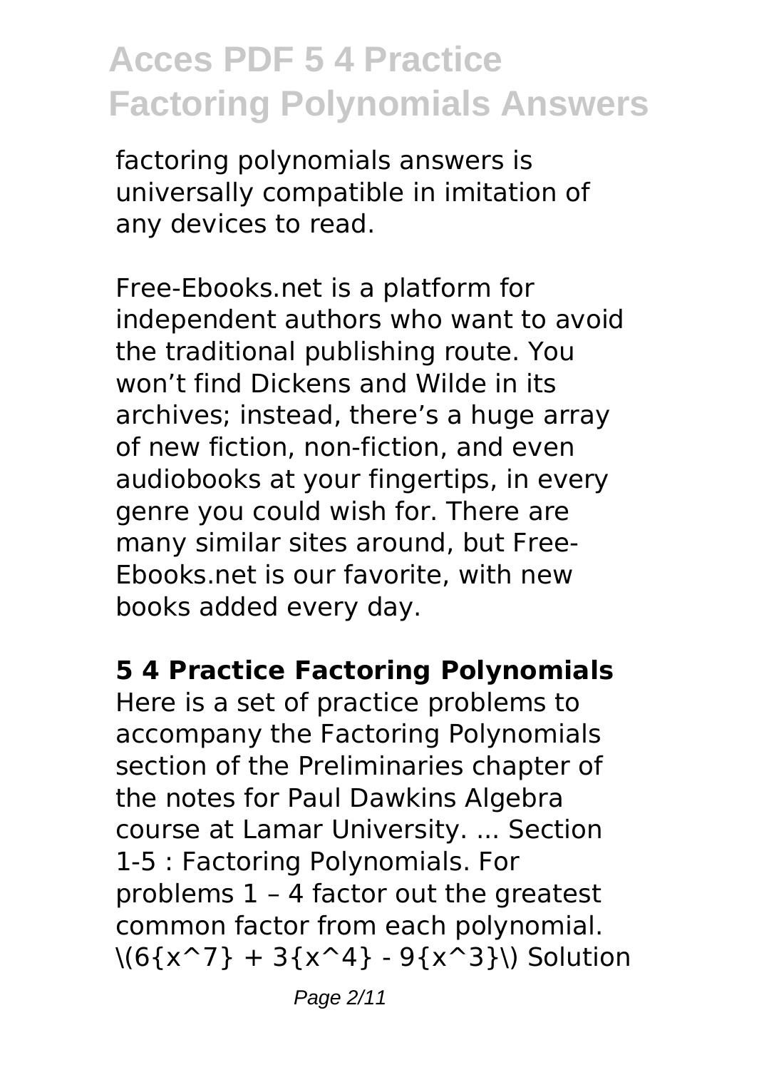factoring polynomials answers is universally compatible in imitation of any devices to read.

Free-Ebooks.net is a platform for independent authors who want to avoid the traditional publishing route. You won't find Dickens and Wilde in its archives; instead, there's a huge array of new fiction, non-fiction, and even audiobooks at your fingertips, in every genre you could wish for. There are many similar sites around, but Free-Ebooks.net is our favorite, with new books added every day.

**5 4 Practice Factoring Polynomials**

Here is a set of practice problems to accompany the Factoring Polynomials section of the Preliminaries chapter of the notes for Paul Dawkins Algebra course at Lamar University. ... Section 1-5 : Factoring Polynomials. For problems 1 – 4 factor out the greatest common factor from each polynomial. $6{x^7} + 3{x^4} - 9{x^3}$ Solution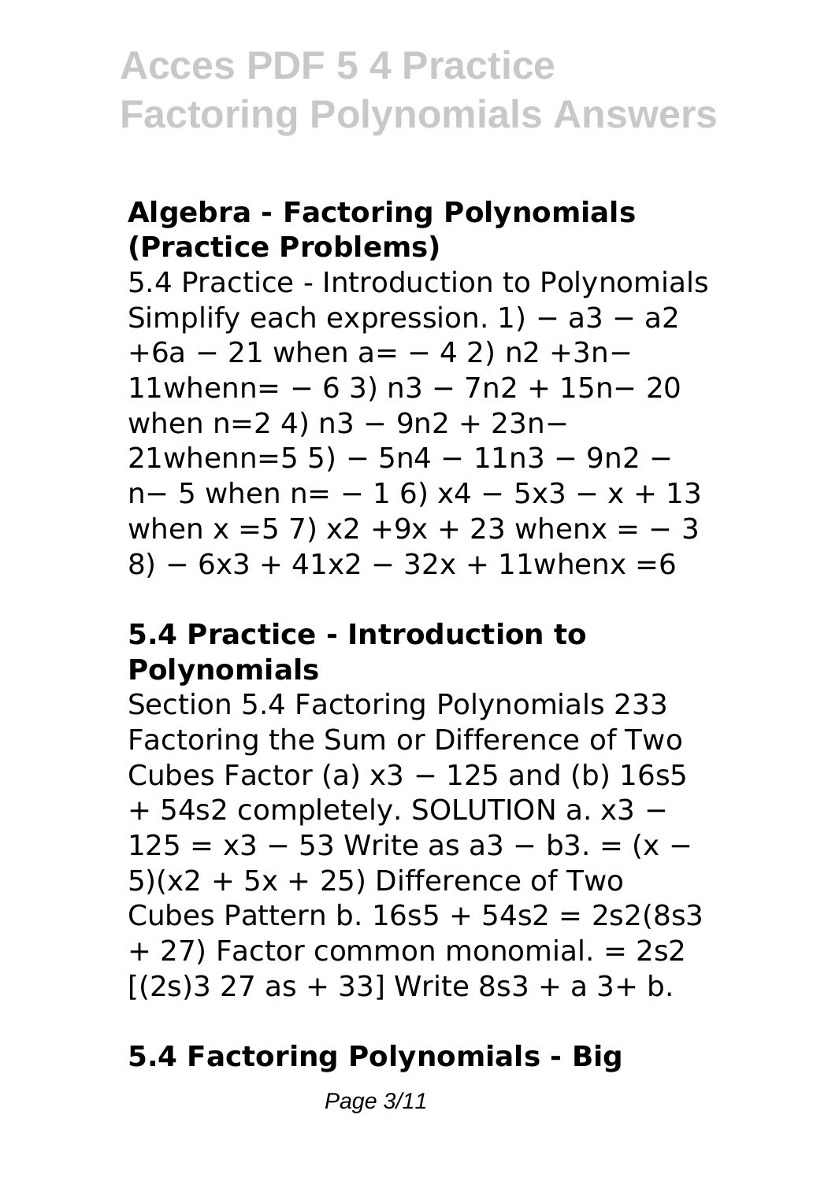### Algebra - Factoring Polynomials (Practice Problems)

5.4 Practice - Introduction to Polynomials Simplify each expression. 1) $-a^3 - a^2 + 6a - 21$ when $a = -4$ 2) $n^2 + 3n - 11$ when $n = -6$ 3) $n^3 - 7n^2 + 15n - 20$ when $n = 2$ 4) $n^3 - 9n^2 + 23n - 21$ when $n = 5$ 5) $-5n^4 - 11n^3 - 9n^2 - n - 5$ when $n = -1$ 6) $x^4 - 5x^3 - x + 13$ when $x = 5$ 7) $x^2 + 9x + 23$ when $x = -3$ 8) $-6x^3 + 41x^2 - 32x + 11$ when $x = 6$

### 5.4 Practice - Introduction to Polynomials

Section 5.4 Factoring Polynomials 233 Factoring the Sum or Difference of Two Cubes Factor (a) $x^3 - 125$ and (b) $16s^5 + 54s^2$ completely. SOLUTION a. $x^3 - 125 = x^3 - 5^3$ Write as $a^3 - b^3$. $= (x - 5)(x^2 + 5x + 25)$ Difference of Two Cubes Pattern b. $16s^5 + 54s^2 = 2s^2(8s^3 + 27)$ Factor common monomial. $= 2s^2[(2s)^3$ 27 as $+ 3^3]$ Write $8s^3 + a$ $3+$ b.

### 5.4 Factoring Polynomials - Big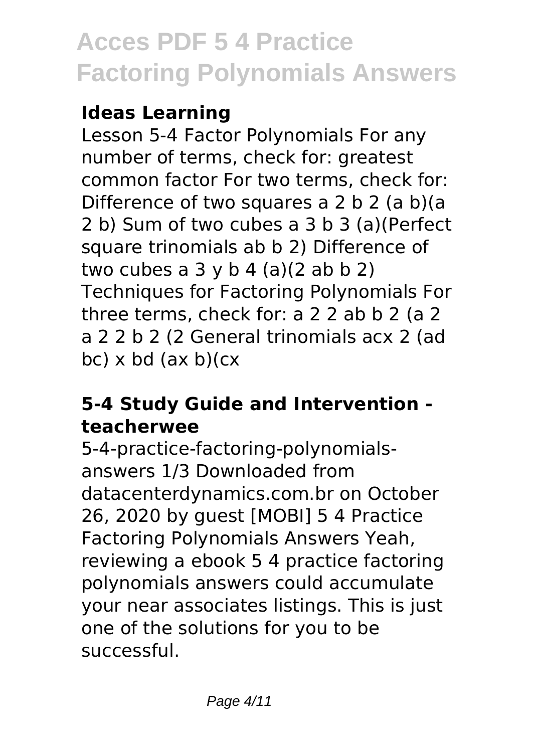### Ideas Learning

Lesson 5-4 Factor Polynomials For any number of terms, check for: greatest common factor For two terms, check for: Difference of two squares a 2 b 2 (a b)(a 2 b) Sum of two cubes a 3 b 3 (a)(Perfect square trinomials ab b 2) Difference of two cubes a 3 y b 4 (a)(2 ab b 2) Techniques for Factoring Polynomials For three terms, check for: a 2 2 ab b 2 (a 2 a 2 2 b 2 (2 General trinomials acx 2 (ad bc) x bd (ax b)(cx

### 5-4 Study Guide and Intervention - teacherwee

5-4-practice-factoring-polynomials-answers 1/3 Downloaded from datacenterdynamics.com.br on October 26, 2020 by guest [MOBI] 5 4 Practice Factoring Polynomials Answers Yeah, reviewing a ebook 5 4 practice factoring polynomials answers could accumulate your near associates listings. This is just one of the solutions for you to be successful.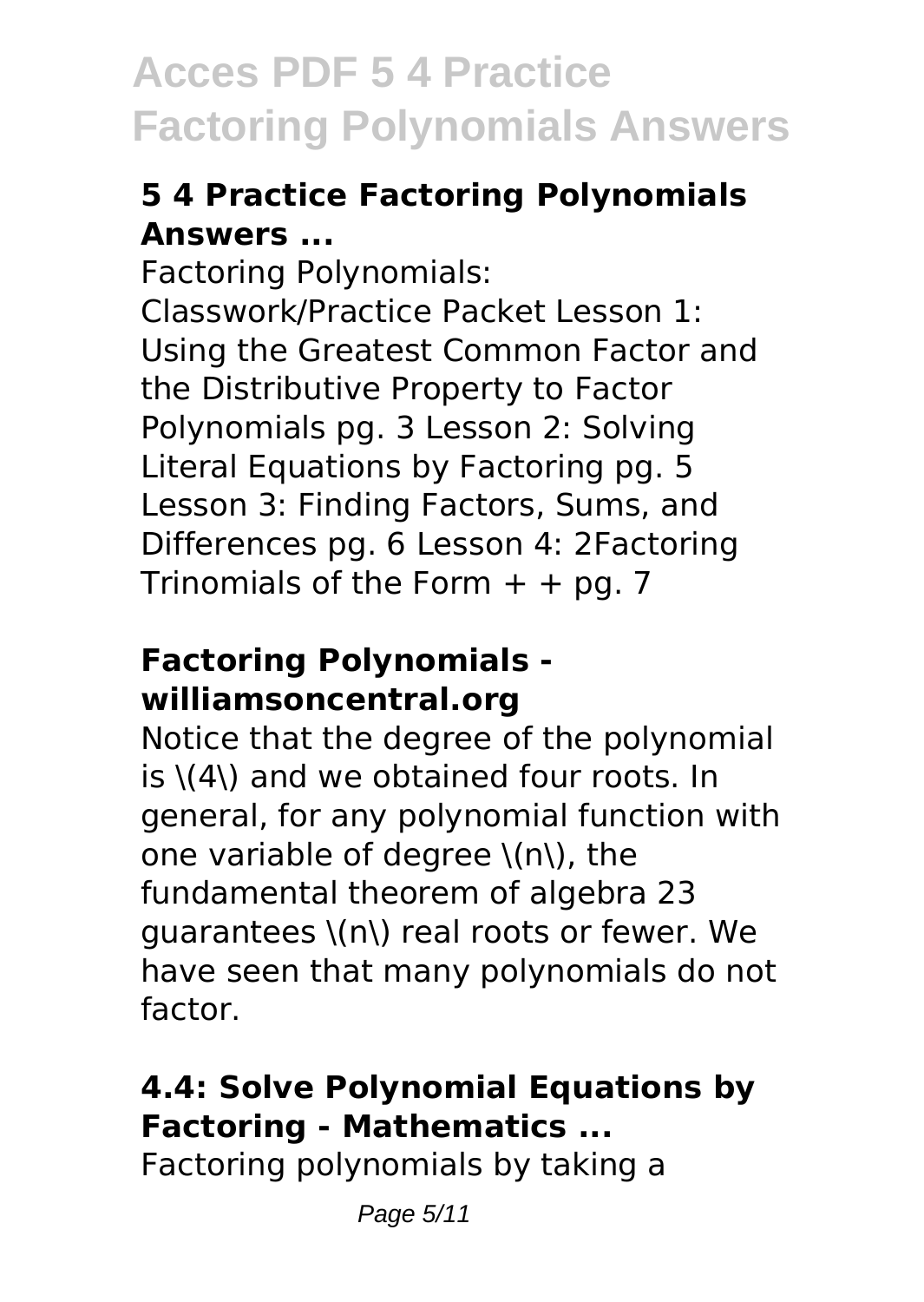### 5 4 Practice Factoring Polynomials Answers ...

Factoring Polynomials: Classwork/Practice Packet Lesson 1: Using the Greatest Common Factor and the Distributive Property to Factor Polynomials pg. 3 Lesson 2: Solving Literal Equations by Factoring pg. 5 Lesson 3: Finding Factors, Sums, and Differences pg. 6 Lesson 4: 2Factoring Trinomials of the Form + + pg. 7

### Factoring Polynomials - williamsoncentral.org

Notice that the degree of the polynomial is \(4\) and we obtained four roots. In general, for any polynomial function with one variable of degree \(n\), the fundamental theorem of algebra 23 guarantees \(n\) real roots or fewer. We have seen that many polynomials do not factor.

### 4.4: Solve Polynomial Equations by Factoring - Mathematics ...

Factoring polynomials by taking a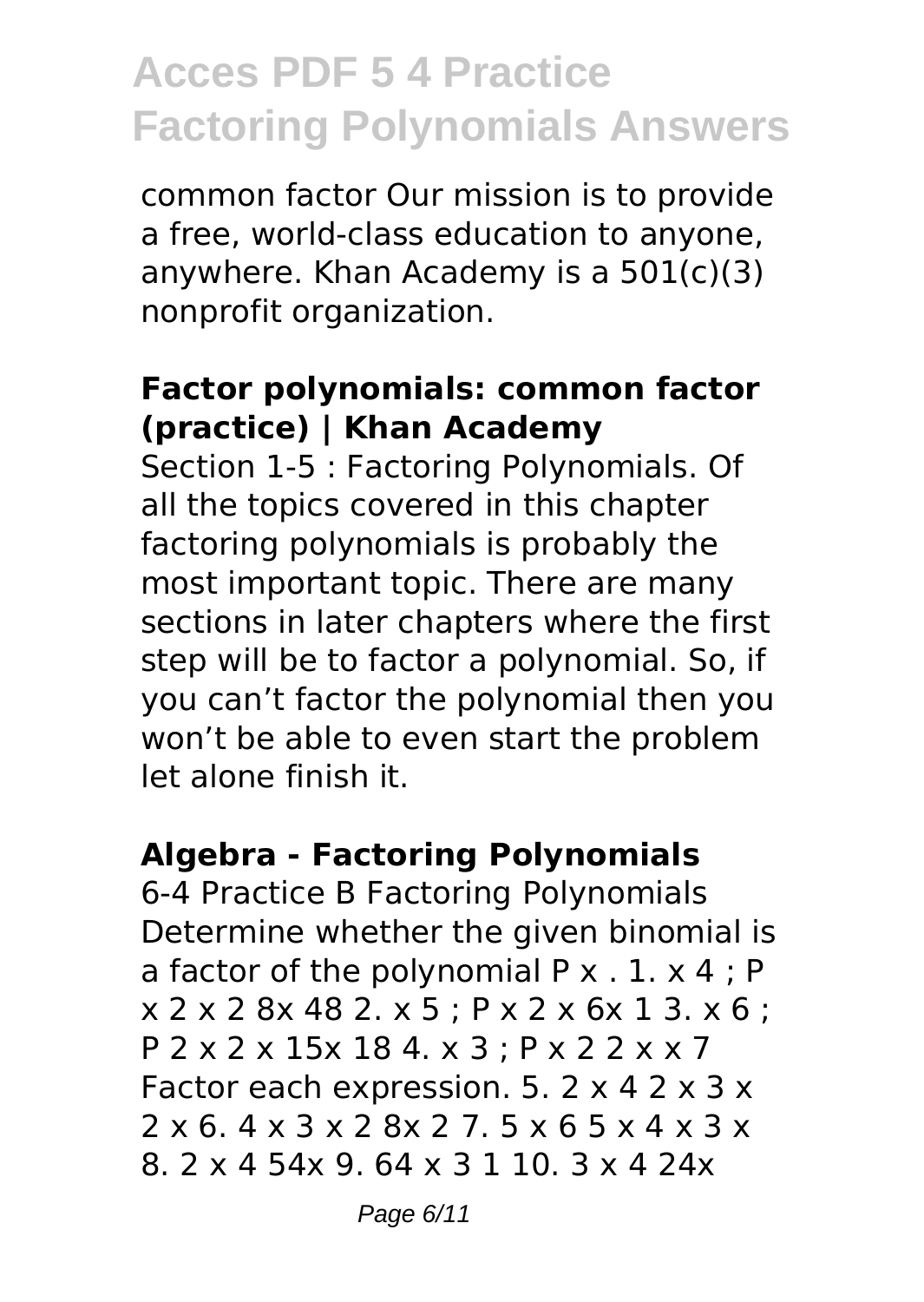common factor Our mission is to provide a free, world-class education to anyone, anywhere. Khan Academy is a 501(c)(3) nonprofit organization.

### Factor polynomials: common factor (practice) | Khan Academy

Section 1-5 : Factoring Polynomials. Of all the topics covered in this chapter factoring polynomials is probably the most important topic. There are many sections in later chapters where the first step will be to factor a polynomial. So, if you can't factor the polynomial then you won't be able to even start the problem let alone finish it.

### Algebra - Factoring Polynomials

6-4 Practice B Factoring Polynomials Determine whether the given binomial is a factor of the polynomial P x . 1. x 4 ; P x 2 x 2 8x 48 2. x 5 ; P x 2 x 6x 1 3. x 6 ; P 2 x 2 x 15x 18 4. x 3 ; P x 2 2 x x 7 Factor each expression. 5. 2 x 4 2 x 3 x 2 x 6. 4 x 3 x 2 8x 2 7. 5 x 6 5 x 4 x 3 x 8. 2 x 4 54x 9. 64 x 3 1 10. 3 x 4 24x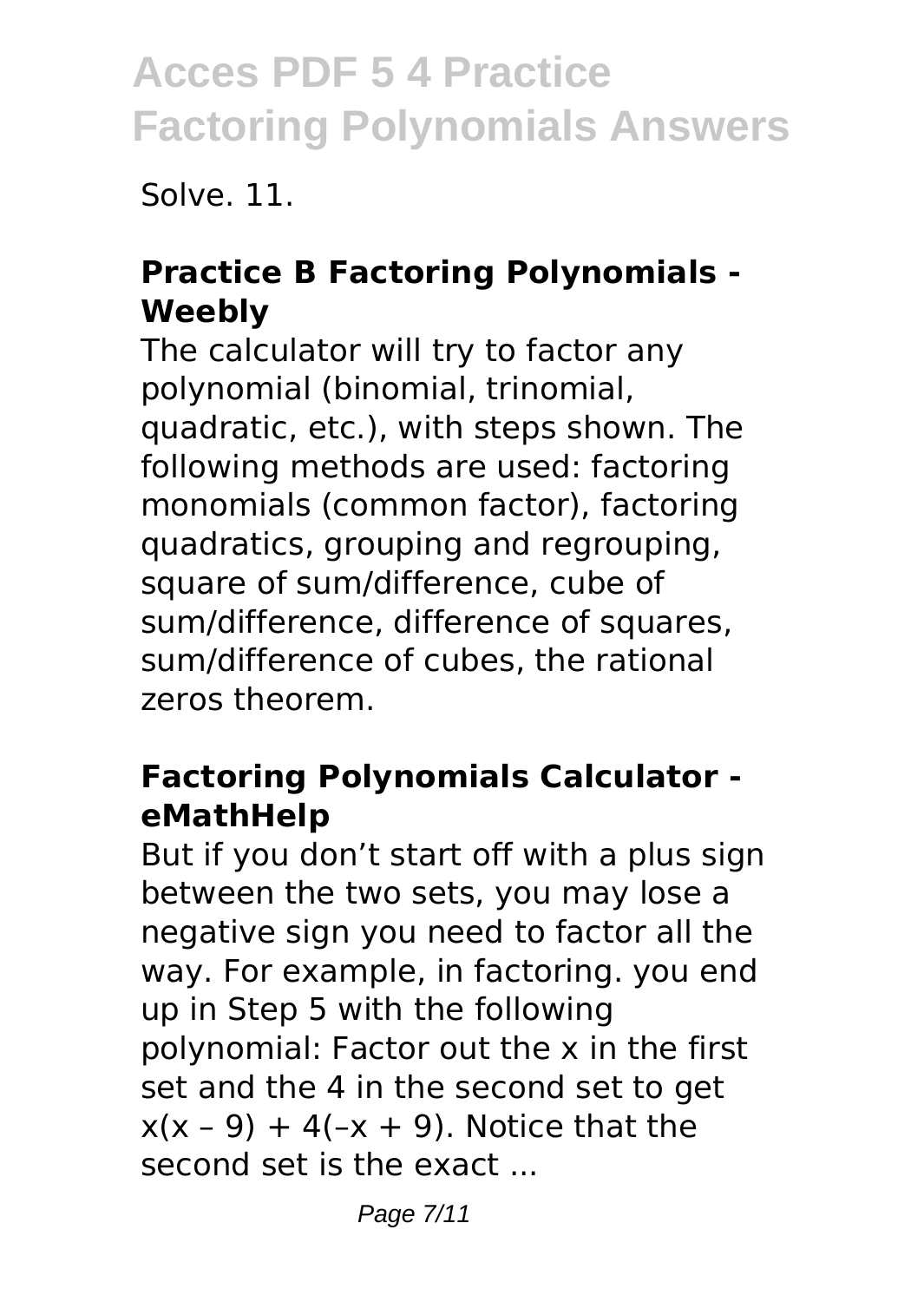Solve. 11.

## Practice B Factoring Polynomials - Weebly

The calculator will try to factor any polynomial (binomial, trinomial, quadratic, etc.), with steps shown. The following methods are used: factoring monomials (common factor), factoring quadratics, grouping and regrouping, square of sum/difference, cube of sum/difference, difference of squares, sum/difference of cubes, the rational zeros theorem.

## Factoring Polynomials Calculator - eMathHelp

But if you don't start off with a plus sign between the two sets, you may lose a negative sign you need to factor all the way. For example, in factoring. you end up in Step 5 with the following polynomial: Factor out the x in the first set and the 4 in the second set to get $x(x – 9) + 4(–x + 9)$. Notice that the second set is the exact ...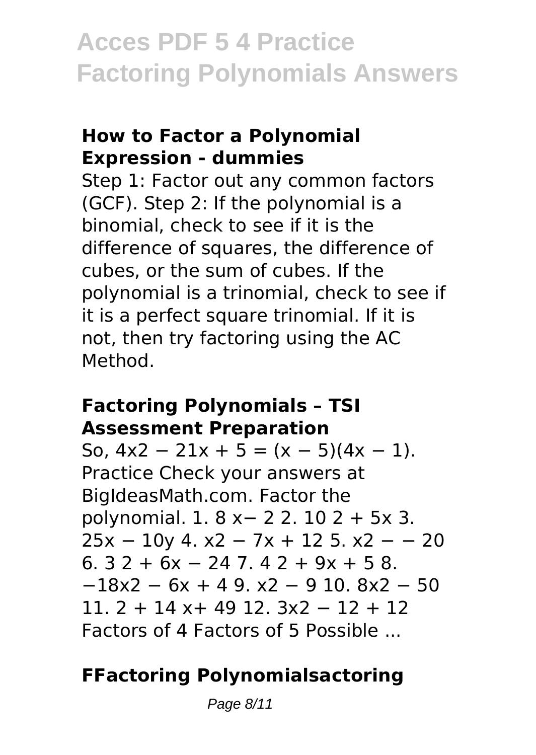### How to Factor a Polynomial Expression - dummies

Step 1: Factor out any common factors (GCF). Step 2: If the polynomial is a binomial, check to see if it is the difference of squares, the difference of cubes, or the sum of cubes. If the polynomial is a trinomial, check to see if it is a perfect square trinomial. If it is not, then try factoring using the AC Method.

### Factoring Polynomials – TSI Assessment Preparation

So, $4x2 - 21x + 5 = (x - 5)(4x - 1)$. Practice Check your answers at BigIdeasMath.com. Factor the polynomial. 1. 8 x− 2 2. 10 2 + 5x 3. 25x − 10y 4. x2 − 7x + 12 5. x2 − − 20 6. 3 2 + 6x − 24 7. 4 2 + 9x + 5 8. −18x2 − 6x + 4 9. x2 − 9 10. 8x2 − 50 11. 2 + 14 x+ 49 12. 3x2 − 12 + 12 Factors of 4 Factors of 5 Possible ...

### FFactoring Polynomialsactoring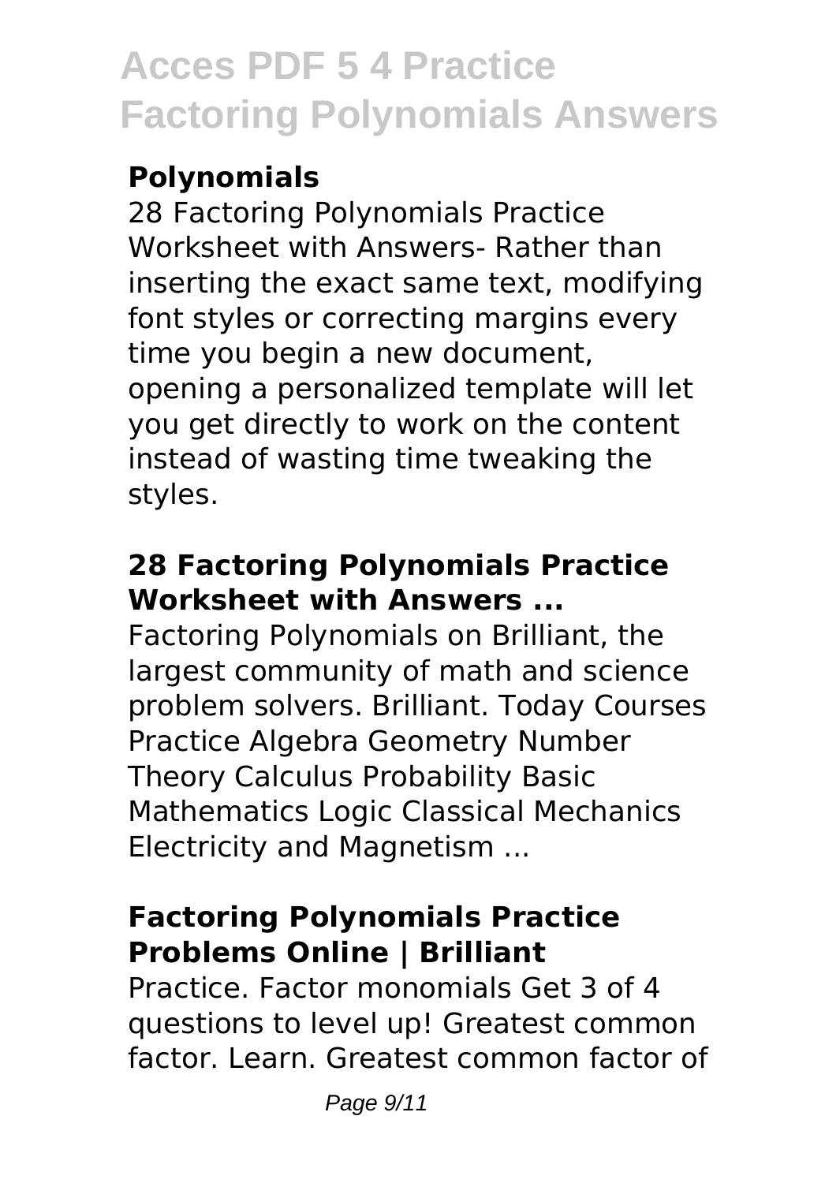## Polynomials

28 Factoring Polynomials Practice Worksheet with Answers- Rather than inserting the exact same text, modifying font styles or correcting margins every time you begin a new document, opening a personalized template will let you get directly to work on the content instead of wasting time tweaking the styles.

## 28 Factoring Polynomials Practice Worksheet with Answers ...

Factoring Polynomials on Brilliant, the largest community of math and science problem solvers. Brilliant. Today Courses Practice Algebra Geometry Number Theory Calculus Probability Basic Mathematics Logic Classical Mechanics Electricity and Magnetism ...

## Factoring Polynomials Practice Problems Online | Brilliant

Practice. Factor monomials Get 3 of 4 questions to level up! Greatest common factor. Learn. Greatest common factor of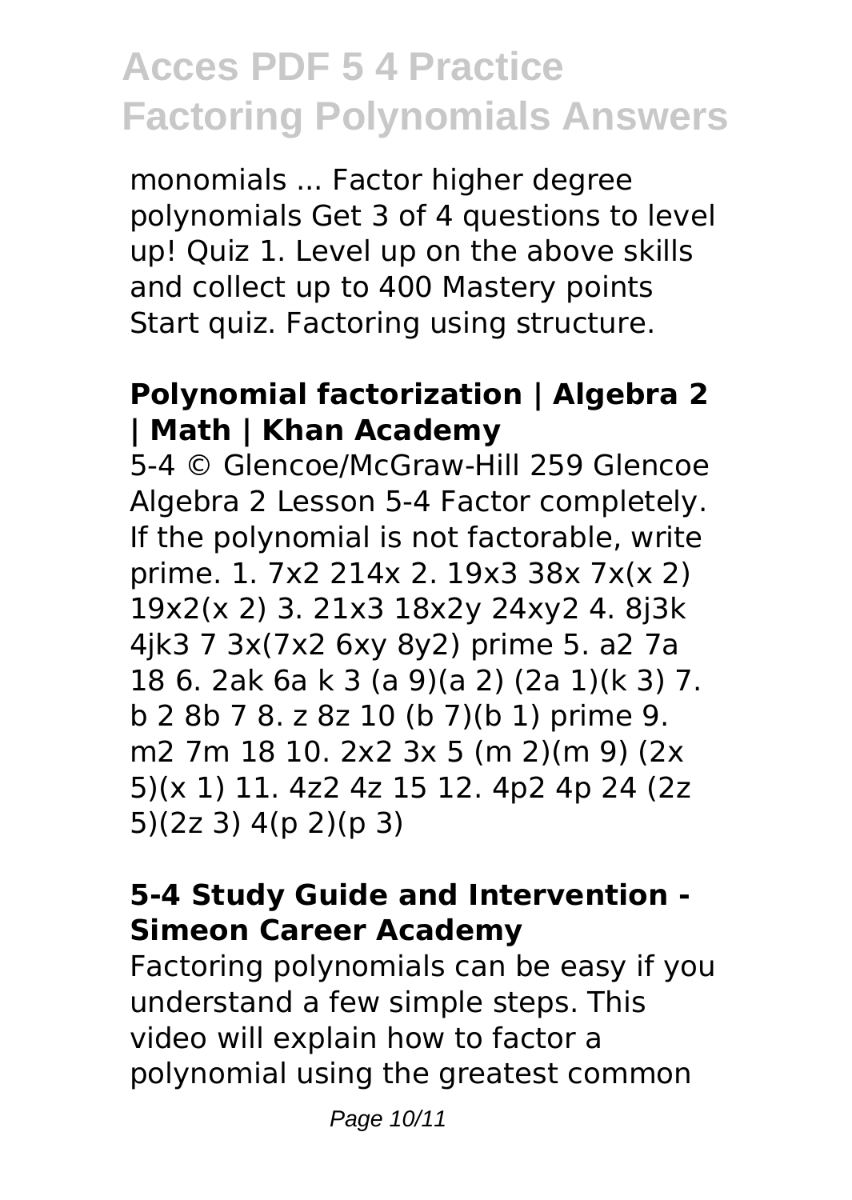monomials ... Factor higher degree polynomials Get 3 of 4 questions to level up! Quiz 1. Level up on the above skills and collect up to 400 Mastery points Start quiz. Factoring using structure.

## Polynomial factorization | Algebra 2 | Math | Khan Academy

5-4 © Glencoe/McGraw-Hill 259 Glencoe Algebra 2 Lesson 5-4 Factor completely. If the polynomial is not factorable, write prime. 1. 7x2 214x 2. 19x3 38x 7x(x 2) 19x2(x 2) 3. 21x3 18x2y 24xy2 4. 8j3k 4jk3 7 3x(7x2 6xy 8y2) prime 5. a2 7a 18 6. 2ak 6a k 3 (a 9)(a 2) (2a 1)(k 3) 7. b 2 8b 7 8. z 8z 10 (b 7)(b 1) prime 9. m2 7m 18 10. 2x2 3x 5 (m 2)(m 9) (2x 5)(x 1) 11. 4z2 4z 15 12. 4p2 4p 24 (2z 5)(2z 3) 4(p 2)(p 3)

## 5-4 Study Guide and Intervention - Simeon Career Academy

Factoring polynomials can be easy if you understand a few simple steps. This video will explain how to factor a polynomial using the greatest common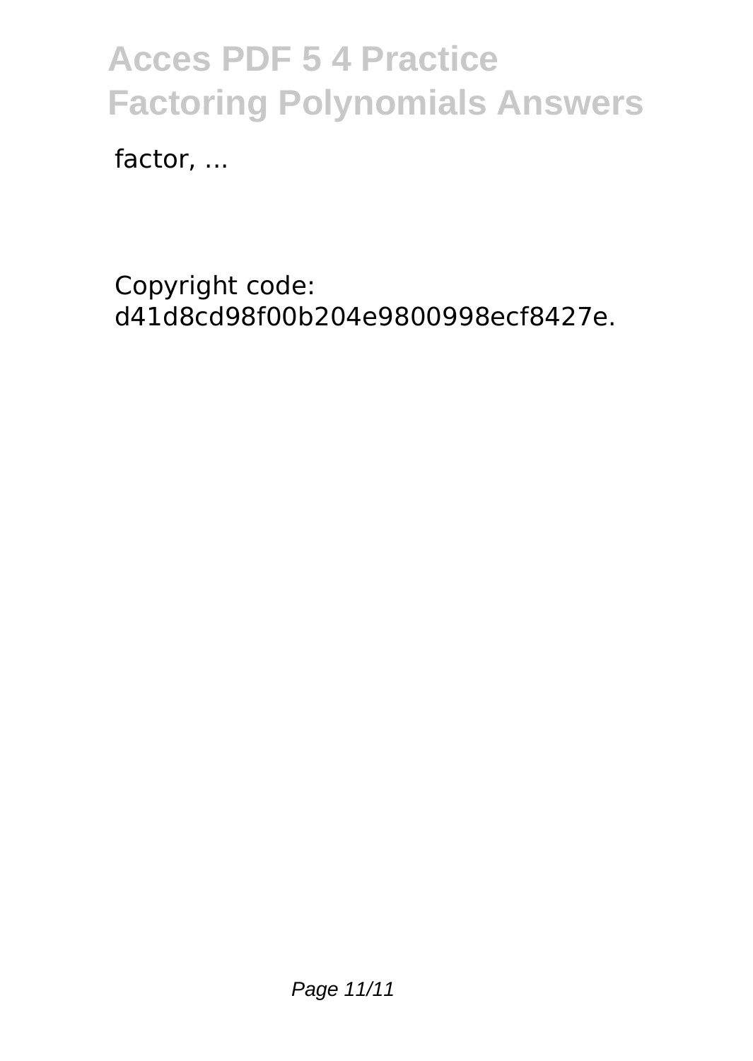factor, ...

Copyright code: d41d8cd98f00b204e9800998ecf8427e.